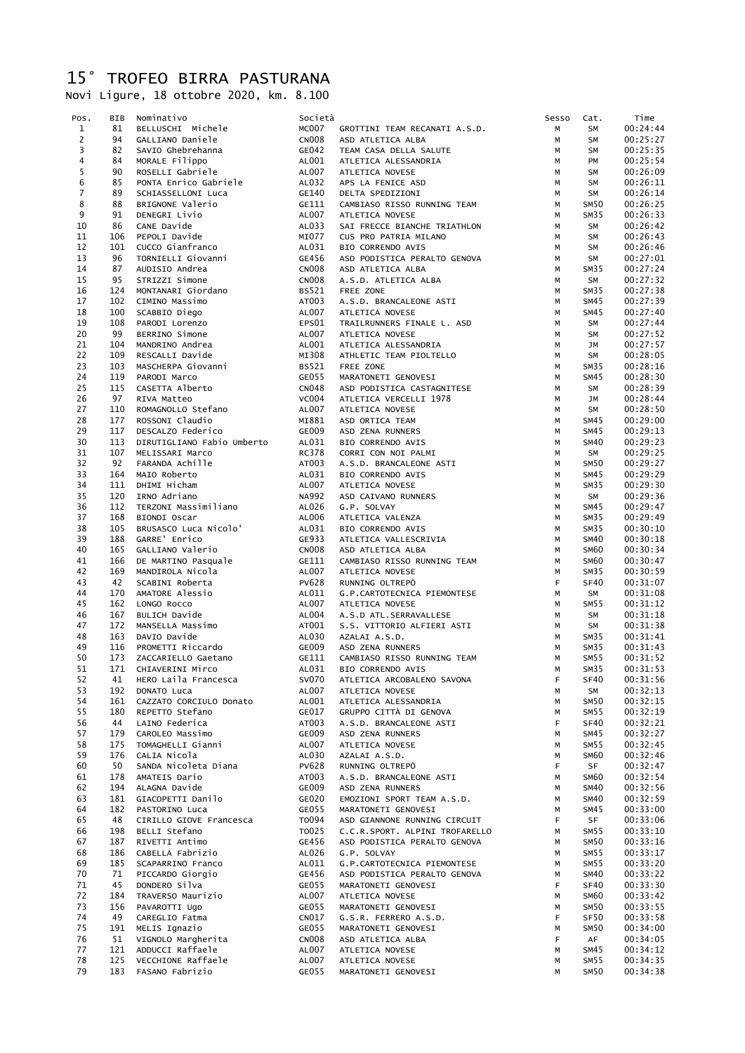# 15° TROFEO BIRRA PASTURANA

Novi Ligure, 18 ottobre 2020, km. 8.100

| Pos. | BIB | Nominativo | Società | | Sesso | Cat. | Time |
|---|---|---|---|---|---|---|---|
| 1 | 81 | BELLUSCHI Michele | MC007 | GROTTINI TEAM RECANATI A.S.D. | M | SM | 00:24:44 |
| 2 | 94 | GALLIANO Daniele | CN008 | ASD ATLETICA ALBA | M | SM | 00:25:27 |
| 3 | 82 | SAVIO Ghebrehanna | GE042 | TEAM CASA DELLA SALUTE | M | SM | 00:25:35 |
| 4 | 84 | MORALE Filippo | AL001 | ATLETICA ALESSANDRIA | M | PM | 00:25:54 |
| 5 | 90 | ROSELLI Gabriele | AL007 | ATLETICA NOVESE | M | SM | 00:26:09 |
| 6 | 85 | PONTA Enrico Gabriele | AL032 | APS LA FENICE ASD | M | SM | 00:26:11 |
| 7 | 89 | SCHIASSELLONI Luca | GE140 | DELTA SPEDIZIONI | M | SM | 00:26:14 |
| 8 | 88 | BRIGNONE Valerio | GE111 | CAMBIASO RISSO RUNNING TEAM | M | SM50 | 00:26:25 |
| 9 | 91 | DENEGRI Livio | AL007 | ATLETICA NOVESE | M | SM35 | 00:26:33 |
| 10 | 86 | CANE Davide | AL033 | SAI FRECCE BIANCHE TRIATHLON | M | SM | 00:26:42 |
| 11 | 106 | PEPOLI Davide | MI077 | CUS PRO PATRIA MILANO | M | SM | 00:26:43 |
| 12 | 101 | CUCCO Gianfranco | AL031 | BIO CORRENDO AVIS | M | SM | 00:26:46 |
| 13 | 96 | TORNIELLI Giovanni | GE456 | ASD PODISTICA PERALTO GENOVA | M | SM | 00:27:01 |
| 14 | 87 | AUDISIO Andrea | CN008 | ASD ATLETICA ALBA | M | SM35 | 00:27:24 |
| 15 | 95 | STRIZZI Simone | CN008 | A.S.D. ATLETICA ALBA | M | SM | 00:27:32 |
| 16 | 124 | MONTANARI Giordano | BS521 | FREE ZONE | M | SM35 | 00:27:38 |
| 17 | 102 | CIMINO Massimo | AT003 | A.S.D. BRANCALEONE ASTI | M | SM45 | 00:27:39 |
| 18 | 100 | SCABBIO Diego | AL007 | ATLETICA NOVESE | M | SM45 | 00:27:40 |
| 19 | 108 | PARODI Lorenzo | EPS01 | TRAILRUNNERS FINALE L. ASD | M | SM | 00:27:44 |
| 20 | 99 | BERRINO Simone | AL007 | ATLETICA NOVESE | M | SM | 00:27:52 |
| 21 | 104 | MANDRINO Andrea | AL001 | ATLETICA ALESSANDRIA | M | JM | 00:27:57 |
| 22 | 109 | RESCALLI Davide | MI308 | ATHLETIC TEAM PIOLTELLO | M | SM | 00:28:05 |
| 23 | 103 | MASCHERPA Giovanni | BS521 | FREE ZONE | M | SM35 | 00:28:16 |
| 24 | 119 | PARODI Marco | GE055 | MARATONETI GENOVESI | M | SM45 | 00:28:30 |
| 25 | 115 | CASETTA Alberto | CN048 | ASD PODISTICA CASTAGNITESE | M | SM | 00:28:39 |
| 26 | 97 | RIVA Matteo | VC004 | ATLETICA VERCELLI 1978 | M | JM | 00:28:44 |
| 27 | 110 | ROMAGNOLLO Stefano | AL007 | ATLETICA NOVESE | M | SM | 00:28:50 |
| 28 | 177 | ROSSONI Claudio | MI881 | ASD ORTICA TEAM | M | SM45 | 00:29:00 |
| 29 | 117 | DESCALZO Federico | GE009 | ASD ZENA RUNNERS | M | SM45 | 00:29:13 |
| 30 | 113 | DIRUTIGLIANO Fabio Umberto | AL031 | BIO CORRENDO AVIS | M | SM40 | 00:29:23 |
| 31 | 107 | MELISSARI Marco | RC378 | CORRI CON NOI PALMI | M | SM | 00:29:25 |
| 32 | 92 | FARANDA Achille | AT003 | A.S.D. BRANCALEONE ASTI | M | SM50 | 00:29:27 |
| 33 | 164 | MAIO Roberto | AL031 | BIO CORRENDO AVIS | M | SM45 | 00:29:29 |
| 34 | 111 | DHIMI Hicham | AL007 | ATLETICA NOVESE | M | SM35 | 00:29:30 |
| 35 | 120 | IRNO Adriano | NA992 | ASD CAIVANO RUNNERS | M | SM | 00:29:36 |
| 36 | 112 | TERZONI Massimiliano | AL026 | G.P. SOLVAY | M | SM45 | 00:29:47 |
| 37 | 168 | BIONDI Oscar | AL006 | ATLETICA VALENZA | M | SM35 | 00:29:49 |
| 38 | 105 | BRUSASCO Luca Nicolo' | AL031 | BIO CORRENDO AVIS | M | SM35 | 00:30:10 |
| 39 | 188 | GARRE' Enrico | GE933 | ATLETICA VALLESCRIVIA | M | SM40 | 00:30:18 |
| 40 | 165 | GALLIANO Valerio | CN008 | ASD ATLETICA ALBA | M | SM60 | 00:30:34 |
| 41 | 166 | DE MARTINO Pasquale | GE111 | CAMBIASO RISSO RUNNING TEAM | M | SM60 | 00:30:47 |
| 42 | 169 | MANDIROLA Nicola | AL007 | ATLETICA NOVESE | M | SM35 | 00:30:59 |
| 43 | 42 | SCABINI Roberta | PV628 | RUNNING OLTREPÒ | F | SF40 | 00:31:07 |
| 44 | 170 | AMATORE Alessio | AL011 | G.P.CARTOTECNICA PIEMONTESE | M | SM | 00:31:08 |
| 45 | 162 | LONGO Rocco | AL007 | ATLETICA NOVESE | M | SM55 | 00:31:12 |
| 46 | 167 | BULICH Davide | AL004 | A.S.D ATL.SERRAVALLESE | M | SM | 00:31:18 |
| 47 | 172 | MANSELLA Massimo | AT001 | S.S. VITTORIO ALFIERI ASTI | M | SM | 00:31:38 |
| 48 | 163 | DAVIO Davide | AL030 | AZALAI A.S.D. | M | SM35 | 00:31:41 |
| 49 | 116 | PROMETTI Riccardo | GE009 | ASD ZENA RUNNERS | M | SM35 | 00:31:43 |
| 50 | 173 | ZACCARIELLO Gaetano | GE111 | CAMBIASO RISSO RUNNING TEAM | M | SM55 | 00:31:52 |
| 51 | 171 | CHIAVERINI Mirco | AL031 | BIO CORRENDO AVIS | M | SM35 | 00:31:53 |
| 52 | 41 | HERO Laila Francesca | SV070 | ATLETICA ARCOBALENO SAVONA | F | SF40 | 00:31:56 |
| 53 | 192 | DONATO Luca | AL007 | ATLETICA NOVESE | M | SM | 00:32:13 |
| 54 | 161 | CAZZATO CORCIULO Donato | AL001 | ATLETICA ALESSANDRIA | M | SM50 | 00:32:15 |
| 55 | 180 | REPETTO Stefano | GE017 | GRUPPO CITTÀ DI GENOVA | M | SM55 | 00:32:19 |
| 56 | 44 | LAINO Federica | AT003 | A.S.D. BRANCALEONE ASTI | F | SF40 | 00:32:21 |
| 57 | 179 | CAROLEO Massimo | GE009 | ASD ZENA RUNNERS | M | SM45 | 00:32:27 |
| 58 | 175 | TOMAGHELLI Gianni | AL007 | ATLETICA NOVESE | M | SM55 | 00:32:45 |
| 59 | 176 | CALIA Nicola | AL030 | AZALAI A.S.D. | M | SM60 | 00:32:46 |
| 60 | 50 | SANDA Nicoleta Diana | PV628 | RUNNING OLTREPÒ | F | SF | 00:32:47 |
| 61 | 178 | AMATEIS Dario | AT003 | A.S.D. BRANCALEONE ASTI | M | SM60 | 00:32:54 |
| 62 | 194 | ALAGNA Davide | GE009 | ASD ZENA RUNNERS | M | SM40 | 00:32:56 |
| 63 | 181 | GIACOPETTI Danilo | GE020 | EMOZIONI SPORT TEAM A.S.D. | M | SM40 | 00:32:59 |
| 64 | 182 | PASTORINO Luca | GE055 | MARATONETI GENOVESI | M | SM45 | 00:33:00 |
| 65 | 48 | CIRILLO GIOVE Francesca | TO094 | ASD GIANNONE RUNNING CIRCUIT | F | SF | 00:33:06 |
| 66 | 198 | BELLI Stefano | TO025 | C.C.R.SPORT. ALPINI TROFARELLO | M | SM55 | 00:33:10 |
| 67 | 187 | RIVETTI Antimo | GE456 | ASD PODISTICA PERALTO GENOVA | M | SM50 | 00:33:16 |
| 68 | 186 | CABELLA Fabrizio | AL026 | G.P. SOLVAY | M | SM55 | 00:33:17 |
| 69 | 185 | SCAPARRINO Franco | AL011 | G.P.CARTOTECNICA PIEMONTESE | M | SM55 | 00:33:20 |
| 70 | 71 | PICCARDO Giorgio | GE456 | ASD PODISTICA PERALTO GENOVA | M | SM40 | 00:33:22 |
| 71 | 45 | DONDERO Silva | GE055 | MARATONETI GENOVESI | F | SF40 | 00:33:30 |
| 72 | 184 | TRAVERSO Maurizio | AL007 | ATLETICA NOVESE | M | SM60 | 00:33:42 |
| 73 | 156 | PAVAROTTI Ugo | GE055 | MARATONETI GENOVESI | M | SM50 | 00:33:55 |
| 74 | 49 | CAREGLIO Fatma | CN017 | G.S.R. FERRERO A.S.D. | F | SF50 | 00:33:58 |
| 75 | 191 | MELIS Ignazio | GE055 | MARATONETI GENOVESI | M | SM50 | 00:34:00 |
| 76 | 51 | VIGNOLO Margherita | CN008 | ASD ATLETICA ALBA | F | AF | 00:34:05 |
| 77 | 121 | ADDUCCI Raffaele | AL007 | ATLETICA NOVESE | M | SM45 | 00:34:12 |
| 78 | 125 | VECCHIONE Raffaele | AL007 | ATLETICA NOVESE | M | SM55 | 00:34:35 |
| 79 | 183 | FASANO Fabrizio | GE055 | MARATONETI GENOVESI | M | SM50 | 00:34:38 |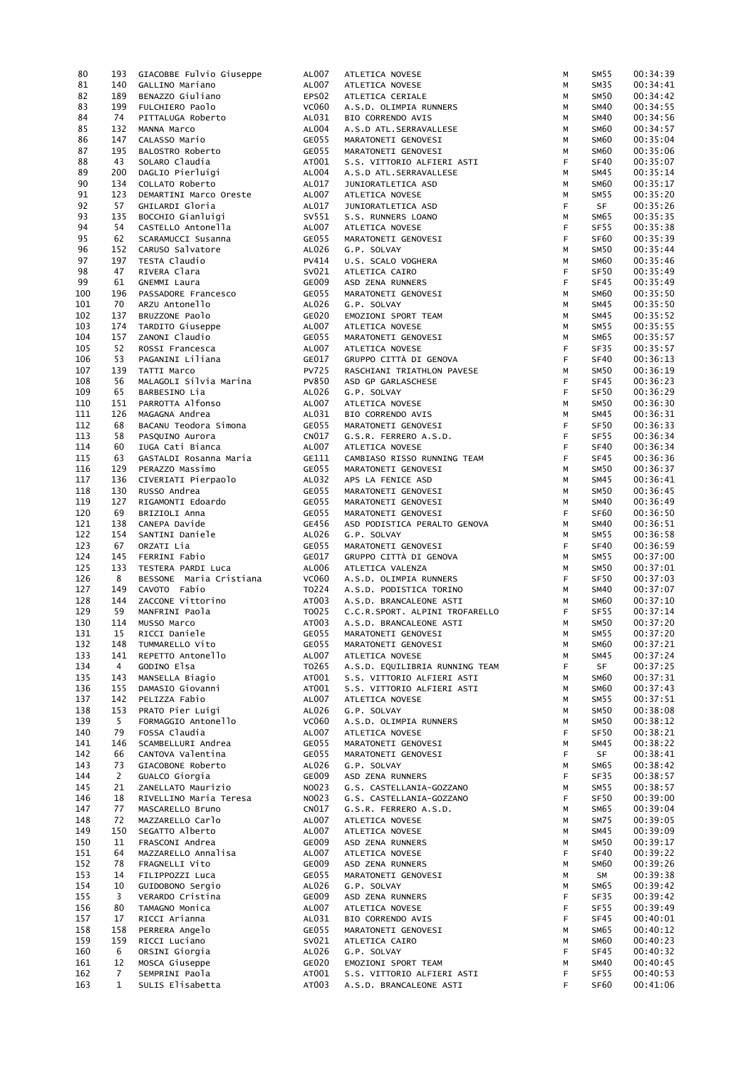| | | | | | | | |
|---|---|---|---|---|---|---|---|
| 80 | 193 | GIACOBBE Fulvio Giuseppe | AL007 | ATLETICA NOVESE | M | SM55 | 00:34:39 |
| 81 | 140 | GALLINO Mariano | AL007 | ATLETICA NOVESE | M | SM35 | 00:34:41 |
| 82 | 189 | BENAZZO Giuliano | EPS02 | ATLETICA CERIALE | M | SM50 | 00:34:42 |
| 83 | 199 | FULCHIERO Paolo | VC060 | A.S.D. OLIMPIA RUNNERS | M | SM40 | 00:34:55 |
| 84 | 74 | PITTALUGA Roberto | AL031 | BIO CORRENDO AVIS | M | SM40 | 00:34:56 |
| 85 | 132 | MANNA Marco | AL004 | A.S.D ATL.SERRAVALLESE | M | SM60 | 00:34:57 |
| 86 | 147 | CALASSO Mario | GE055 | MARATONETI GENOVESI | M | SM60 | 00:35:04 |
| 87 | 195 | BALOSTRO Roberto | GE055 | MARATONETI GENOVESI | M | SM60 | 00:35:06 |
| 88 | 43 | SOLARO Claudia | AT001 | S.S. VITTORIO ALFIERI ASTI | F | SF40 | 00:35:07 |
| 89 | 200 | DAGLIO Pierluigi | AL004 | A.S.D ATL.SERRAVALLESE | M | SM45 | 00:35:14 |
| 90 | 134 | COLLATO Roberto | AL017 | JUNIORATLETICA ASD | M | SM60 | 00:35:17 |
| 91 | 123 | DEMARTINI Marco Oreste | AL007 | ATLETICA NOVESE | M | SM55 | 00:35:20 |
| 92 | 57 | GHILARDI Gloria | AL017 | JUNIORATLETICA ASD | F | SF | 00:35:26 |
| 93 | 135 | BOCCHIO Gianluigi | SV551 | S.S. RUNNERS LOANO | M | SM65 | 00:35:35 |
| 94 | 54 | CASTELLO Antonella | AL007 | ATLETICA NOVESE | F | SF55 | 00:35:38 |
| 95 | 62 | SCARAMUCCI Susanna | GE055 | MARATONETI GENOVESI | F | SF60 | 00:35:39 |
| 96 | 152 | CARUSO Salvatore | AL026 | G.P. SOLVAY | M | SM50 | 00:35:44 |
| 97 | 197 | TESTA Claudio | PV414 | U.S. SCALO VOGHERA | M | SM60 | 00:35:46 |
| 98 | 47 | RIVERA Clara | SV021 | ATLETICA CAIRO | F | SF50 | 00:35:49 |
| 99 | 61 | GNEMMI Laura | GE009 | ASD ZENA RUNNERS | F | SF45 | 00:35:49 |
| 100 | 196 | PASSADORE Francesco | GE055 | MARATONETI GENOVESI | M | SM60 | 00:35:50 |
| 101 | 70 | ARZU Antonello | AL026 | G.P. SOLVAY | M | SM45 | 00:35:50 |
| 102 | 137 | BRUZZONE Paolo | GE020 | EMOZIONI SPORT TEAM | M | SM45 | 00:35:52 |
| 103 | 174 | TARDITO Giuseppe | AL007 | ATLETICA NOVESE | M | SM55 | 00:35:55 |
| 104 | 157 | ZANONI Claudio | GE055 | MARATONETI GENOVESI | M | SM65 | 00:35:57 |
| 105 | 52 | ROSSI Francesca | AL007 | ATLETICA NOVESE | F | SF35 | 00:35:57 |
| 106 | 53 | PAGANINI Liliana | GE017 | GRUPPO CITTÀ DI GENOVA | F | SF40 | 00:36:13 |
| 107 | 139 | TATTI Marco | PV725 | RASCHIANI TRIATHLON PAVESE | M | SM50 | 00:36:19 |
| 108 | 56 | MALAGOLI Silvia Marina | PV850 | ASD GP GARLASCHESE | F | SF45 | 00:36:23 |
| 109 | 65 | BARBESINO Lia | AL026 | G.P. SOLVAY | F | SF50 | 00:36:29 |
| 110 | 151 | PARROTTA Alfonso | AL007 | ATLETICA NOVESE | M | SM50 | 00:36:30 |
| 111 | 126 | MAGAGNA Andrea | AL031 | BIO CORRENDO AVIS | M | SM45 | 00:36:31 |
| 112 | 68 | BACANU Teodora Simona | GE055 | MARATONETI GENOVESI | F | SF50 | 00:36:33 |
| 113 | 58 | PASQUINO Aurora | CN017 | G.S.R. FERRERO A.S.D. | F | SF55 | 00:36:34 |
| 114 | 60 | IUGA Cati Bianca | AL007 | ATLETICA NOVESE | F | SF40 | 00:36:34 |
| 115 | 63 | GASTALDI Rosanna Maria | GE111 | CAMBIASO RISSO RUNNING TEAM | F | SF45 | 00:36:36 |
| 116 | 129 | PERAZZO Massimo | GE055 | MARATONETI GENOVESI | M | SM50 | 00:36:37 |
| 117 | 136 | CIVERIATI Pierpaolo | AL032 | APS LA FENICE ASD | M | SM45 | 00:36:41 |
| 118 | 130 | RUSSO Andrea | GE055 | MARATONETI GENOVESI | M | SM50 | 00:36:45 |
| 119 | 127 | RIGAMONTI Edoardo | GE055 | MARATONETI GENOVESI | M | SM40 | 00:36:49 |
| 120 | 69 | BRIZIOLI Anna | GE055 | MARATONETI GENOVESI | F | SF60 | 00:36:50 |
| 121 | 138 | CANEPA Davide | GE456 | ASD PODISTICA PERALTO GENOVA | M | SM40 | 00:36:51 |
| 122 | 154 | SANTINI Daniele | AL026 | G.P. SOLVAY | M | SM55 | 00:36:58 |
| 123 | 67 | ORZATI Lia | GE055 | MARATONETI GENOVESI | F | SF40 | 00:36:59 |
| 124 | 145 | FERRINI Fabio | GE017 | GRUPPO CITTÀ DI GENOVA | M | SM55 | 00:37:00 |
| 125 | 133 | TESTERA PARDI Luca | AL006 | ATLETICA VALENZA | M | SM50 | 00:37:01 |
| 126 | 8 | BESSONE Maria Cristiana | VC060 | A.S.D. OLIMPIA RUNNERS | F | SF50 | 00:37:03 |
| 127 | 149 | CAVOTO Fabio | TO224 | A.S.D. PODISTICA TORINO | M | SM40 | 00:37:07 |
| 128 | 144 | ZACCONE Vittorino | AT003 | A.S.D. BRANCALEONE ASTI | M | SM60 | 00:37:10 |
| 129 | 59 | MANFRINI Paola | TO025 | C.C.R.SPORT. ALPINI TROFARELLO | F | SF55 | 00:37:14 |
| 130 | 114 | MUSSO Marco | AT003 | A.S.D. BRANCALEONE ASTI | M | SM50 | 00:37:20 |
| 131 | 15 | RICCI Daniele | GE055 | MARATONETI GENOVESI | M | SM55 | 00:37:20 |
| 132 | 148 | TUMMARELLO Vito | GE055 | MARATONETI GENOVESI | M | SM60 | 00:37:21 |
| 133 | 141 | REPETTO Antonello | AL007 | ATLETICA NOVESE | M | SM45 | 00:37:24 |
| 134 | 4 | GODINO Elsa | TO265 | A.S.D. EQUILIBRIA RUNNING TEAM | F | SF | 00:37:25 |
| 135 | 143 | MANSELLA Biagio | AT001 | S.S. VITTORIO ALFIERI ASTI | M | SM60 | 00:37:31 |
| 136 | 155 | DAMASIO Giovanni | AT001 | S.S. VITTORIO ALFIERI ASTI | M | SM60 | 00:37:43 |
| 137 | 142 | PELIZZA Fabio | AL007 | ATLETICA NOVESE | M | SM55 | 00:37:51 |
| 138 | 153 | PRATO Pier Luigi | AL026 | G.P. SOLVAY | M | SM50 | 00:38:08 |
| 139 | 5 | FORMAGGIO Antonello | VC060 | A.S.D. OLIMPIA RUNNERS | M | SM50 | 00:38:12 |
| 140 | 79 | FOSSA Claudia | AL007 | ATLETICA NOVESE | F | SF50 | 00:38:21 |
| 141 | 146 | SCAMBELLURI Andrea | GE055 | MARATONETI GENOVESI | M | SM45 | 00:38:22 |
| 142 | 66 | CANTOVA Valentina | GE055 | MARATONETI GENOVESI | F | SF | 00:38:41 |
| 143 | 73 | GIACOBONE Roberto | AL026 | G.P. SOLVAY | M | SM65 | 00:38:42 |
| 144 | 2 | GUALCO Giorgia | GE009 | ASD ZENA RUNNERS | F | SF35 | 00:38:57 |
| 145 | 21 | ZANELLATO Maurizio | NO023 | G.S. CASTELLANIA-GOZZANO | M | SM55 | 00:38:57 |
| 146 | 18 | RIVELLINO Maria Teresa | NO023 | G.S. CASTELLANIA-GOZZANO | F | SF50 | 00:39:00 |
| 147 | 77 | MASCARELLO Bruno | CN017 | G.S.R. FERRERO A.S.D. | M | SM65 | 00:39:04 |
| 148 | 72 | MAZZARELLO Carlo | AL007 | ATLETICA NOVESE | M | SM75 | 00:39:05 |
| 149 | 150 | SEGATTO Alberto | AL007 | ATLETICA NOVESE | M | SM45 | 00:39:09 |
| 150 | 11 | FRASCONI Andrea | GE009 | ASD ZENA RUNNERS | M | SM50 | 00:39:17 |
| 151 | 64 | MAZZARELLO Annalisa | AL007 | ATLETICA NOVESE | F | SF40 | 00:39:22 |
| 152 | 78 | FRAGNELLI Vito | GE009 | ASD ZENA RUNNERS | M | SM60 | 00:39:26 |
| 153 | 14 | FILIPPOZZI Luca | GE055 | MARATONETI GENOVESI | M | SM | 00:39:38 |
| 154 | 10 | GUIDOBONO Sergio | AL026 | G.P. SOLVAY | M | SM65 | 00:39:42 |
| 155 | 3 | VERARDO Cristina | GE009 | ASD ZENA RUNNERS | F | SF35 | 00:39:42 |
| 156 | 80 | TAMAGNO Monica | AL007 | ATLETICA NOVESE | F | SF55 | 00:39:49 |
| 157 | 17 | RICCI Arianna | AL031 | BIO CORRENDO AVIS | F | SF45 | 00:40:01 |
| 158 | 158 | PERRERA Angelo | GE055 | MARATONETI GENOVESI | M | SM65 | 00:40:12 |
| 159 | 159 | RICCI Luciano | SV021 | ATLETICA CAIRO | M | SM60 | 00:40:23 |
| 160 | 6 | ORSINI Giorgia | AL026 | G.P. SOLVAY | F | SF45 | 00:40:32 |
| 161 | 12 | MOSCA Giuseppe | GE020 | EMOZIONI SPORT TEAM | M | SM40 | 00:40:45 |
| 162 | 7 | SEMPRINI Paola | AT001 | S.S. VITTORIO ALFIERI ASTI | F | SF55 | 00:40:53 |
| 163 | 1 | SULIS Elisabetta | AT003 | A.S.D. BRANCALEONE ASTI | F | SF60 | 00:41:06 |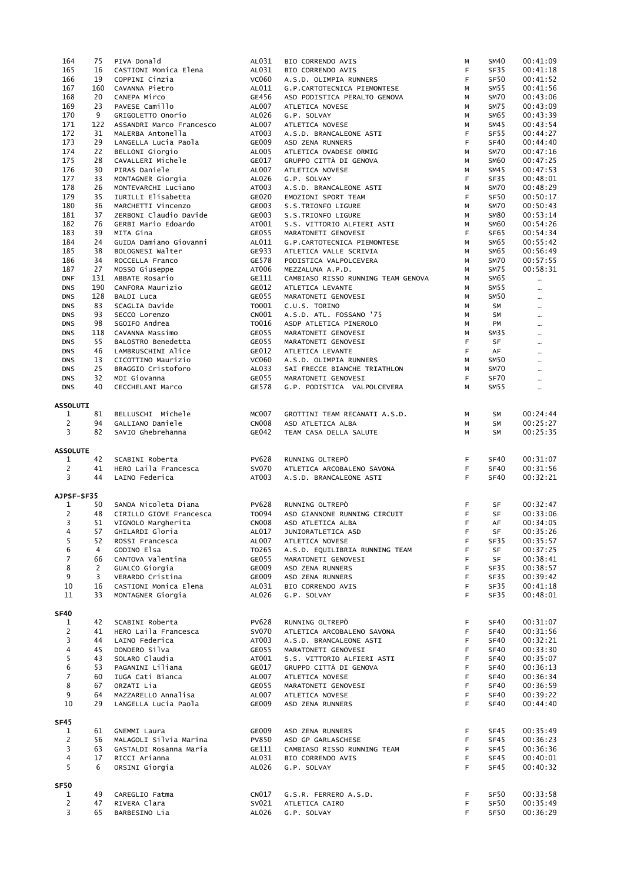| | | | | | | | |
|---|---|---|---|---|---|---|---|
| 164 | 75 | PIVA Donald | AL031 | BIO CORRENDO AVIS | M | SM40 | 00:41:09 |
| 165 | 16 | CASTIONI Monica Elena | AL031 | BIO CORRENDO AVIS | F | SF35 | 00:41:18 |
| 166 | 19 | COPPINI Cinzia | VC060 | A.S.D. OLIMPIA RUNNERS | F | SF50 | 00:41:52 |
| 167 | 160 | CAVANNA Pietro | AL011 | G.P.CARTOTECNICA PIEMONTESE | M | SM55 | 00:41:56 |
| 168 | 20 | CANEPA Mirco | GE456 | ASD PODISTICA PERALTO GENOVA | M | SM70 | 00:43:06 |
| 169 | 23 | PAVESE Camillo | AL007 | ATLETICA NOVESE | M | SM75 | 00:43:09 |
| 170 | 9 | GRIGOLETTO Onorio | AL026 | G.P. SOLVAY | M | SM65 | 00:43:39 |
| 171 | 122 | ASSANDRI Marco Francesco | AL007 | ATLETICA NOVESE | M | SM45 | 00:43:54 |
| 172 | 31 | MALERBA Antonella | AT003 | A.S.D. BRANCALEONE ASTI | F | SF55 | 00:44:27 |
| 173 | 29 | LANGELLA Lucia Paola | GE009 | ASD ZENA RUNNERS | F | SF40 | 00:44:40 |
| 174 | 22 | BELLONI Giorgio | AL005 | ATLETICA OVADESE ORMIG | M | SM70 | 00:47:16 |
| 175 | 28 | CAVALLERI Michele | GE017 | GRUPPO CITTÀ DI GENOVA | M | SM60 | 00:47:25 |
| 176 | 30 | PIRAS Daniele | AL007 | ATLETICA NOVESE | M | SM45 | 00:47:53 |
| 177 | 33 | MONTAGNER Giorgia | AL026 | G.P. SOLVAY | F | SF35 | 00:48:01 |
| 178 | 26 | MONTEVARCHI Luciano | AT003 | A.S.D. BRANCALEONE ASTI | M | SM70 | 00:48:29 |
| 179 | 35 | IURILLI Elisabetta | GE020 | EMOZIONI SPORT TEAM | F | SF50 | 00:50:17 |
| 180 | 36 | MARCHETTI Vincenzo | GE003 | S.S.TRIONFO LIGURE | M | SM70 | 00:50:43 |
| 181 | 37 | ZERBONI Claudio Davide | GE003 | S.S.TRIONFO LIGURE | M | SM80 | 00:53:14 |
| 182 | 76 | GERBI Mario Edoardo | AT001 | S.S. VITTORIO ALFIERI ASTI | M | SM60 | 00:54:26 |
| 183 | 39 | MITA Gina | GE055 | MARATONETI GENOVESI | F | SF65 | 00:54:34 |
| 184 | 24 | GUIDA Damiano Giovanni | AL011 | G.P.CARTOTECNICA PIEMONTESE | M | SM65 | 00:55:42 |
| 185 | 38 | BOLOGNESI Walter | GE933 | ATLETICA VALLE SCRIVIA | M | SM65 | 00:56:49 |
| 186 | 34 | ROCCELLA Franco | GE578 | PODISTICA VALPOLCEVERA | M | SM70 | 00:57:55 |
| 187 | 27 | MOSSO Giuseppe | AT006 | MEZZALUNA A.P.D. | M | SM75 | 00:58:31 |
| DNF | 131 | ABBATE Rosario | GE111 | CAMBIASO RISSO RUNNING TEAM GENOVA | M | SM65 | ... |
| DNS | 190 | CANFORA Maurizio | GE012 | ATLETICA LEVANTE | M | SM55 | ... |
| DNS | 128 | BALDI Luca | GE055 | MARATONETI GENOVESI | M | SM50 | ... |
| DNS | 83 | SCAGLIA Davide | TO001 | C.U.S. TORINO | M | SM | ... |
| DNS | 93 | SECCO Lorenzo | CN001 | A.S.D. ATL. FOSSANO '75 | M | SM | ... |
| DNS | 98 | SGOIFO Andrea | TO016 | ASDP ATLETICA PINEROLO | M | PM | ... |
| DNS | 118 | CAVANNA Massimo | GE055 | MARATONETI GENOVESI | M | SM35 | ... |
| DNS | 55 | BALOSTRO Benedetta | GE055 | MARATONETI GENOVESI | F | SF | ... |
| DNS | 46 | LAMBRUSCHINI Alice | GE012 | ATLETICA LEVANTE | F | AF | ... |
| DNS | 13 | CICOTTINO Maurizio | VC060 | A.S.D. OLIMPIA RUNNERS | M | SM50 | ... |
| DNS | 25 | BRAGGIO Cristoforo | AL033 | SAI FRECCE BIANCHE TRIATHLON | M | SM70 | ... |
| DNS | 32 | MOI Giovanna | GE055 | MARATONETI GENOVESI | F | SF70 | ... |
| DNS | 40 | CECCHELANI Marco | GE578 | G.P. PODISTICA VALPOLCEVERA | M | SM55 | ... |

**ASSOLUTI**

| | | | | | | | |
|---|---|---|---|---|---|---|---|
| 1 | 81 | BELLUSCHI Michele | MC007 | GROTTINI TEAM RECANATI A.S.D. | M | SM | 00:24:44 |
| 2 | 94 | GALLIANO Daniele | CN008 | ASD ATLETICA ALBA | M | SM | 00:25:27 |
| 3 | 82 | SAVIO Ghebrehanna | GE042 | TEAM CASA DELLA SALUTE | M | SM | 00:25:35 |

**ASSOLUTE**

| | | | | | | | |
|---|---|---|---|---|---|---|---|
| 1 | 42 | SCABINI Roberta | PV628 | RUNNING OLTREPÒ | F | SF40 | 00:31:07 |
| 2 | 41 | HERO Laila Francesca | SV070 | ATLETICA ARCOBALENO SAVONA | F | SF40 | 00:31:56 |
| 3 | 44 | LAINO Federica | AT003 | A.S.D. BRANCALEONE ASTI | F | SF40 | 00:32:21 |

**AJPSF-SF35**

| | | | | | | | |
|---|---|---|---|---|---|---|---|
| 1 | 50 | SANDA Nicoleta Diana | PV628 | RUNNING OLTREPÒ | F | SF | 00:32:47 |
| 2 | 48 | CIRILLO GIOVE Francesca | TO094 | ASD GIANNONE RUNNING CIRCUIT | F | SF | 00:33:06 |
| 3 | 51 | VIGNOLO Margherita | CN008 | ASD ATLETICA ALBA | F | AF | 00:34:05 |
| 4 | 57 | GHILARDI Gloria | AL017 | JUNIORATLETICA ASD | F | SF | 00:35:26 |
| 5 | 52 | ROSSI Francesca | AL007 | ATLETICA NOVESE | F | SF35 | 00:35:57 |
| 6 | 4 | GODINO Elsa | TO265 | A.S.D. EQUILIBRIA RUNNING TEAM | F | SF | 00:37:25 |
| 7 | 66 | CANTOVA Valentina | GE055 | MARATONETI GENOVESI | F | SF | 00:38:41 |
| 8 | 2 | GUALCO Giorgia | GE009 | ASD ZENA RUNNERS | F | SF35 | 00:38:57 |
| 9 | 3 | VERARDO Cristina | GE009 | ASD ZENA RUNNERS | F | SF35 | 00:39:42 |
| 10 | 16 | CASTIONI Monica Elena | AL031 | BIO CORRENDO AVIS | F | SF35 | 00:41:18 |
| 11 | 33 | MONTAGNER Giorgia | AL026 | G.P. SOLVAY | F | SF35 | 00:48:01 |

**SF40**

| | | | | | | | |
|---|---|---|---|---|---|---|---|
| 1 | 42 | SCABINI Roberta | PV628 | RUNNING OLTREPÒ | F | SF40 | 00:31:07 |
| 2 | 41 | HERO Laila Francesca | SV070 | ATLETICA ARCOBALENO SAVONA | F | SF40 | 00:31:56 |
| 3 | 44 | LAINO Federica | AT003 | A.S.D. BRANCALEONE ASTI | F | SF40 | 00:32:21 |
| 4 | 45 | DONDERO Silva | GE055 | MARATONETI GENOVESI | F | SF40 | 00:33:30 |
| 5 | 43 | SOLARO Claudia | AT001 | S.S. VITTORIO ALFIERI ASTI | F | SF40 | 00:35:07 |
| 6 | 53 | PAGANINI Liliana | GE017 | GRUPPO CITTÀ DI GENOVA | F | SF40 | 00:36:13 |
| 7 | 60 | IUGA Cati Bianca | AL007 | ATLETICA NOVESE | F | SF40 | 00:36:34 |
| 8 | 67 | ORZATI Lia | GE055 | MARATONETI GENOVESI | F | SF40 | 00:36:59 |
| 9 | 64 | MAZZARELLO Annalisa | AL007 | ATLETICA NOVESE | F | SF40 | 00:39:22 |
| 10 | 29 | LANGELLA Lucia Paola | GE009 | ASD ZENA RUNNERS | F | SF40 | 00:44:40 |

**SF45**

| | | | | | | | |
|---|---|---|---|---|---|---|---|
| 1 | 61 | GNEMMI Laura | GE009 | ASD ZENA RUNNERS | F | SF45 | 00:35:49 |
| 2 | 56 | MALAGOLI Silvia Marina | PV850 | ASD GP GARLASCHESE | F | SF45 | 00:36:23 |
| 3 | 63 | GASTALDI Rosanna Maria | GE111 | CAMBIASO RISSO RUNNING TEAM | F | SF45 | 00:36:36 |
| 4 | 17 | RICCI Arianna | AL031 | BIO CORRENDO AVIS | F | SF45 | 00:40:01 |
| 5 | 6 | ORSINI Giorgia | AL026 | G.P. SOLVAY | F | SF45 | 00:40:32 |

**SF50**

| | | | | | | | |
|---|---|---|---|---|---|---|---|
| 1 | 49 | CAREGLIO Fatma | CN017 | G.S.R. FERRERO A.S.D. | F | SF50 | 00:33:58 |
| 2 | 47 | RIVERA Clara | SV021 | ATLETICA CAIRO | F | SF50 | 00:35:49 |
| 3 | 65 | BARBESINO Lia | AL026 | G.P. SOLVAY | F | SF50 | 00:36:29 |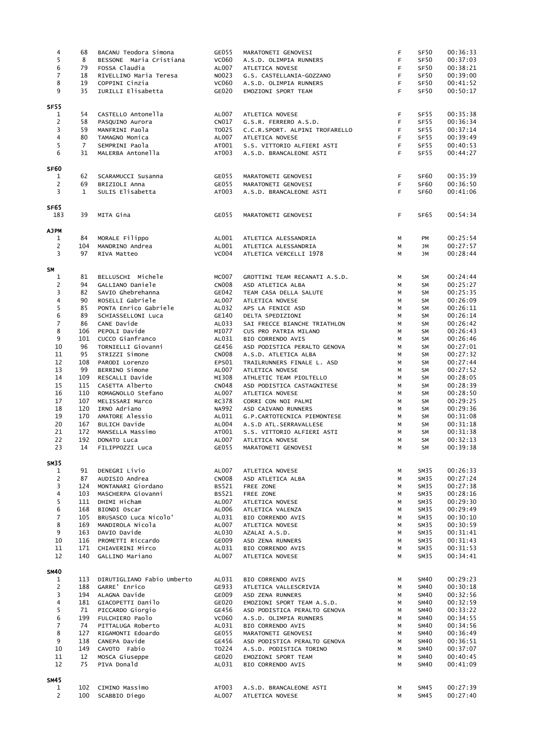| | | | | | | | |
|---|---|---|---|---|---|---|---|
| 4 | 68 | BACANU Teodora Simona | GE055 | MARATONETI GENOVESI | F | SF50 | 00:36:33 |
| 5 | 8 | BESSONE Maria Cristiana | VC060 | A.S.D. OLIMPIA RUNNERS | F | SF50 | 00:37:03 |
| 6 | 79 | FOSSA Claudia | AL007 | ATLETICA NOVESE | F | SF50 | 00:38:21 |
| 7 | 18 | RIVELLINO Maria Teresa | NO023 | G.S. CASTELLANIA-GOZZANO | F | SF50 | 00:39:00 |
| 8 | 19 | COPPINI Cinzia | VC060 | A.S.D. OLIMPIA RUNNERS | F | SF50 | 00:41:52 |
| 9 | 35 | IURILLI Elisabetta | GE020 | EMOZIONI SPORT TEAM | F | SF50 | 00:50:17 |

**SF55**

| | | | | | | | |
|---|---|---|---|---|---|---|---|
| 1 | 54 | CASTELLO Antonella | AL007 | ATLETICA NOVESE | F | SF55 | 00:35:38 |
| 2 | 58 | PASQUINO Aurora | CN017 | G.S.R. FERRERO A.S.D. | F | SF55 | 00:36:34 |
| 3 | 59 | MANFRINI Paola | TO025 | C.C.R.SPORT. ALPINI TROFARELLO | F | SF55 | 00:37:14 |
| 4 | 80 | TAMAGNO Monica | AL007 | ATLETICA NOVESE | F | SF55 | 00:39:49 |
| 5 | 7 | SEMPRINI Paola | AT001 | S.S. VITTORIO ALFIERI ASTI | F | SF55 | 00:40:53 |
| 6 | 31 | MALERBA Antonella | AT003 | A.S.D. BRANCALEONE ASTI | F | SF55 | 00:44:27 |

**SF60**

| | | | | | | | |
|---|---|---|---|---|---|---|---|
| 1 | 62 | SCARAMUCCI Susanna | GE055 | MARATONETI GENOVESI | F | SF60 | 00:35:39 |
| 2 | 69 | BRIZIOLI Anna | GE055 | MARATONETI GENOVESI | F | SF60 | 00:36:50 |
| 3 | 1 | SULIS Elisabetta | AT003 | A.S.D. BRANCALEONE ASTI | F | SF60 | 00:41:06 |

**SF65**

| | | | | | | | |
|---|---|---|---|---|---|---|---|
| 183 | 39 | MITA Gina | GE055 | MARATONETI GENOVESI | F | SF65 | 00:54:34 |

**AJPM**

| | | | | | | | |
|---|---|---|---|---|---|---|---|
| 1 | 84 | MORALE Filippo | AL001 | ATLETICA ALESSANDRIA | M | PM | 00:25:54 |
| 2 | 104 | MANDRINO Andrea | AL001 | ATLETICA ALESSANDRIA | M | JM | 00:27:57 |
| 3 | 97 | RIVA Matteo | VC004 | ATLETICA VERCELLI 1978 | M | JM | 00:28:44 |

**SM**

| | | | | | | | |
|---|---|---|---|---|---|---|---|
| 1 | 81 | BELLUSCHI Michele | MC007 | GROTTINI TEAM RECANATI A.S.D. | M | SM | 00:24:44 |
| 2 | 94 | GALLIANO Daniele | CN008 | ASD ATLETICA ALBA | M | SM | 00:25:27 |
| 3 | 82 | SAVIO Ghebrehanna | GE042 | TEAM CASA DELLA SALUTE | M | SM | 00:25:35 |
| 4 | 90 | ROSELLI Gabriele | AL007 | ATLETICA NOVESE | M | SM | 00:26:09 |
| 5 | 85 | PONTA Enrico Gabriele | AL032 | APS LA FENICE ASD | M | SM | 00:26:11 |
| 6 | 89 | SCHIASSELLONI Luca | GE140 | DELTA SPEDIZIONI | M | SM | 00:26:14 |
| 7 | 86 | CANE Davide | AL033 | SAI FRECCE BIANCHE TRIATHLON | M | SM | 00:26:42 |
| 8 | 106 | PEPOLI Davide | MI077 | CUS PRO PATRIA MILANO | M | SM | 00:26:43 |
| 9 | 101 | CUCCO Gianfranco | AL031 | BIO CORRENDO AVIS | M | SM | 00:26:46 |
| 10 | 96 | TORNIELLI Giovanni | GE456 | ASD PODISTICA PERALTO GENOVA | M | SM | 00:27:01 |
| 11 | 95 | STRIZZI Simone | CN008 | A.S.D. ATLETICA ALBA | M | SM | 00:27:32 |
| 12 | 108 | PARODI Lorenzo | EPS01 | TRAILRUNNERS FINALE L. ASD | M | SM | 00:27:44 |
| 13 | 99 | BERRINO Simone | AL007 | ATLETICA NOVESE | M | SM | 00:27:52 |
| 14 | 109 | RESCALLI Davide | MI308 | ATHLETIC TEAM PIOLTELLO | M | SM | 00:28:05 |
| 15 | 115 | CASETTA Alberto | CN048 | ASD PODISTICA CASTAGNITESE | M | SM | 00:28:39 |
| 16 | 110 | ROMAGNOLLO Stefano | AL007 | ATLETICA NOVESE | M | SM | 00:28:50 |
| 17 | 107 | MELISSARI Marco | RC378 | CORRI CON NOI PALMI | M | SM | 00:29:25 |
| 18 | 120 | IRNO Adriano | NA992 | ASD CAIVANO RUNNERS | M | SM | 00:29:36 |
| 19 | 170 | AMATORE Alessio | AL011 | G.P.CARTOTECNICA PIEMONTESE | M | SM | 00:31:08 |
| 20 | 167 | BULICH Davide | AL004 | A.S.D ATL.SERRAVALLESE | M | SM | 00:31:18 |
| 21 | 172 | MANSELLA Massimo | AT001 | S.S. VITTORIO ALFIERI ASTI | M | SM | 00:31:38 |
| 22 | 192 | DONATO Luca | AL007 | ATLETICA NOVESE | M | SM | 00:32:13 |
| 23 | 14 | FILIPPOZZI Luca | GE055 | MARATONETI GENOVESI | M | SM | 00:39:38 |

**SM35**

| | | | | | | | |
|---|---|---|---|---|---|---|---|
| 1 | 91 | DENEGRI Livio | AL007 | ATLETICA NOVESE | M | SM35 | 00:26:33 |
| 2 | 87 | AUDISIO Andrea | CN008 | ASD ATLETICA ALBA | M | SM35 | 00:27:24 |
| 3 | 124 | MONTANARI Giordano | BS521 | FREE ZONE | M | SM35 | 00:27:38 |
| 4 | 103 | MASCHERPA Giovanni | BS521 | FREE ZONE | M | SM35 | 00:28:16 |
| 5 | 111 | DHIMI Hicham | AL007 | ATLETICA NOVESE | M | SM35 | 00:29:30 |
| 6 | 168 | BIONDI Oscar | AL006 | ATLETICA VALENZA | M | SM35 | 00:29:49 |
| 7 | 105 | BRUSASCO Luca Nicolo' | AL031 | BIO CORRENDO AVIS | M | SM35 | 00:30:10 |
| 8 | 169 | MANDIROLA Nicola | AL007 | ATLETICA NOVESE | M | SM35 | 00:30:59 |
| 9 | 163 | DAVIO Davide | AL030 | AZALAI A.S.D. | M | SM35 | 00:31:41 |
| 10 | 116 | PROMETTI Riccardo | GE009 | ASD ZENA RUNNERS | M | SM35 | 00:31:43 |
| 11 | 171 | CHIAVERINI Mirco | AL031 | BIO CORRENDO AVIS | M | SM35 | 00:31:53 |
| 12 | 140 | GALLINO Mariano | AL007 | ATLETICA NOVESE | M | SM35 | 00:34:41 |

**SM40**

| | | | | | | | |
|---|---|---|---|---|---|---|---|
| 1 | 113 | DIRUTIGLIANO Fabio Umberto | AL031 | BIO CORRENDO AVIS | M | SM40 | 00:29:23 |
| 2 | 188 | GARRE' Enrico | GE933 | ATLETICA VALLESCRIVIA | M | SM40 | 00:30:18 |
| 3 | 194 | ALAGNA Davide | GE009 | ASD ZENA RUNNERS | M | SM40 | 00:32:56 |
| 4 | 181 | GIACOPETTI Danilo | GE020 | EMOZIONI SPORT TEAM A.S.D. | M | SM40 | 00:32:59 |
| 5 | 71 | PICCARDO Giorgio | GE456 | ASD PODISTICA PERALTO GENOVA | M | SM40 | 00:33:22 |
| 6 | 199 | FULCHIERO Paolo | VC060 | A.S.D. OLIMPIA RUNNERS | M | SM40 | 00:34:55 |
| 7 | 74 | PITTALUGA Roberto | AL031 | BIO CORRENDO AVIS | M | SM40 | 00:34:56 |
| 8 | 127 | RIGAMONTI Edoardo | GE055 | MARATONETI GENOVESI | M | SM40 | 00:36:49 |
| 9 | 138 | CANEPA Davide | GE456 | ASD PODISTICA PERALTO GENOVA | M | SM40 | 00:36:51 |
| 10 | 149 | CAVOTO Fabio | TO224 | A.S.D. PODISTICA TORINO | M | SM40 | 00:37:07 |
| 11 | 12 | MOSCA Giuseppe | GE020 | EMOZIONI SPORT TEAM | M | SM40 | 00:40:45 |
| 12 | 75 | PIVA Donald | AL031 | BIO CORRENDO AVIS | M | SM40 | 00:41:09 |

**SM45**

| | | | | | | | |
|---|---|---|---|---|---|---|---|
| 1 | 102 | CIMINO Massimo | AT003 | A.S.D. BRANCALEONE ASTI | M | SM45 | 00:27:39 |
| 2 | 100 | SCABBIO Diego | AL007 | ATLETICA NOVESE | M | SM45 | 00:27:40 |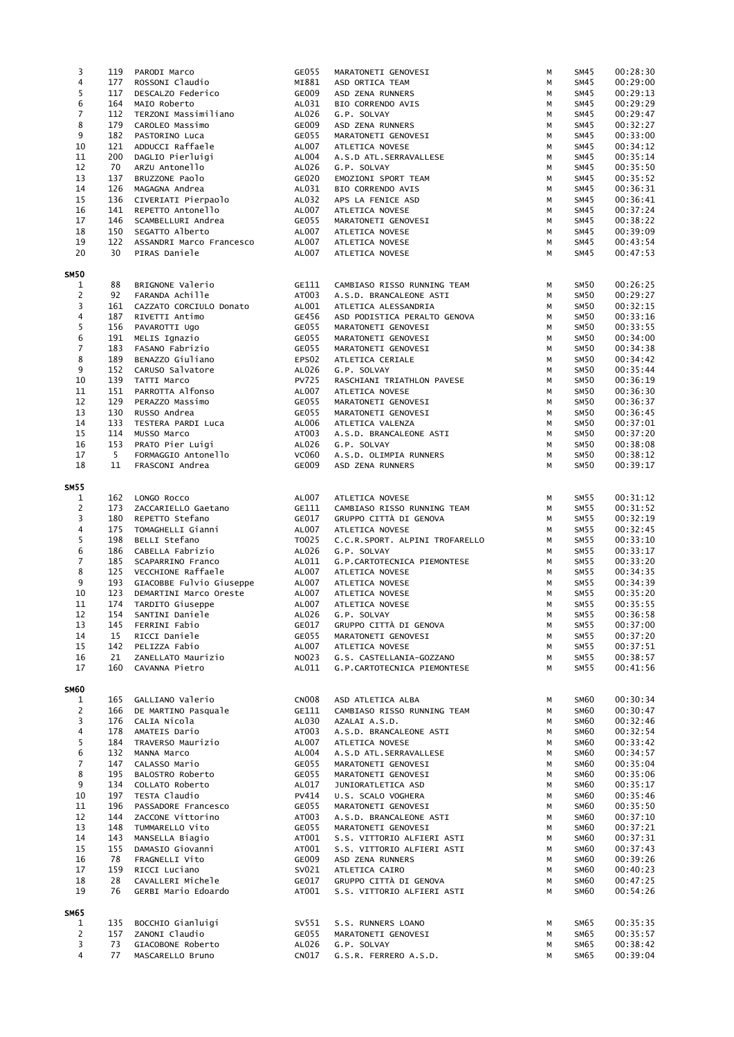| | | | | | | | |
|---|---|---|---|---|---|---|---|
| 3 | 119 | PARODI Marco | GE055 | MARATONETI GENOVESI | M | SM45 | 00:28:30 |
| 4 | 177 | ROSSONI Claudio | MI881 | ASD ORTICA TEAM | M | SM45 | 00:29:00 |
| 5 | 117 | DESCALZO Federico | GE009 | ASD ZENA RUNNERS | M | SM45 | 00:29:13 |
| 6 | 164 | MAIO Roberto | AL031 | BIO CORRENDO AVIS | M | SM45 | 00:29:29 |
| 7 | 112 | TERZONI Massimiliano | AL026 | G.P. SOLVAY | M | SM45 | 00:29:47 |
| 8 | 179 | CAROLEO Massimo | GE009 | ASD ZENA RUNNERS | M | SM45 | 00:32:27 |
| 9 | 182 | PASTORINO Luca | GE055 | MARATONETI GENOVESI | M | SM45 | 00:33:00 |
| 10 | 121 | ADDUCCI Raffaele | AL007 | ATLETICA NOVESE | M | SM45 | 00:34:12 |
| 11 | 200 | DAGLIO Pierluigi | AL004 | A.S.D ATL.SERRAVALLESE | M | SM45 | 00:35:14 |
| 12 | 70 | ARZU Antonello | AL026 | G.P. SOLVAY | M | SM45 | 00:35:50 |
| 13 | 137 | BRUZZONE Paolo | GE020 | EMOZIONI SPORT TEAM | M | SM45 | 00:35:52 |
| 14 | 126 | MAGAGNA Andrea | AL031 | BIO CORRENDO AVIS | M | SM45 | 00:36:31 |
| 15 | 136 | CIVERIATI Pierpaolo | AL032 | APS LA FENICE ASD | M | SM45 | 00:36:41 |
| 16 | 141 | REPETTO Antonello | AL007 | ATLETICA NOVESE | M | SM45 | 00:37:24 |
| 17 | 146 | SCAMBELLURI Andrea | GE055 | MARATONETI GENOVESI | M | SM45 | 00:38:22 |
| 18 | 150 | SEGATTO Alberto | AL007 | ATLETICA NOVESE | M | SM45 | 00:39:09 |
| 19 | 122 | ASSANDRI Marco Francesco | AL007 | ATLETICA NOVESE | M | SM45 | 00:43:54 |
| 20 | 30 | PIRAS Daniele | AL007 | ATLETICA NOVESE | M | SM45 | 00:47:53 |

**SM50**

| | | | | | | | |
|---|---|---|---|---|---|---|---|
| 1 | 88 | BRIGNONE Valerio | GE111 | CAMBIASO RISSO RUNNING TEAM | M | SM50 | 00:26:25 |
| 2 | 92 | FARANDA Achille | AT003 | A.S.D. BRANCALEONE ASTI | M | SM50 | 00:29:27 |
| 3 | 161 | CAZZATO CORCIULO Donato | AL001 | ATLETICA ALESSANDRIA | M | SM50 | 00:32:15 |
| 4 | 187 | RIVETTI Antimo | GE456 | ASD PODISTICA PERALTO GENOVA | M | SM50 | 00:33:16 |
| 5 | 156 | PAVAROTTI Ugo | GE055 | MARATONETI GENOVESI | M | SM50 | 00:33:55 |
| 6 | 191 | MELIS Ignazio | GE055 | MARATONETI GENOVESI | M | SM50 | 00:34:00 |
| 7 | 183 | FASANO Fabrizio | GE055 | MARATONETI GENOVESI | M | SM50 | 00:34:38 |
| 8 | 189 | BENAZZO Giuliano | EPS02 | ATLETICA CERIALE | M | SM50 | 00:34:42 |
| 9 | 152 | CARUSO Salvatore | AL026 | G.P. SOLVAY | M | SM50 | 00:35:44 |
| 10 | 139 | TATTI Marco | PV725 | RASCHIANI TRIATHLON PAVESE | M | SM50 | 00:36:19 |
| 11 | 151 | PARROTTA Alfonso | AL007 | ATLETICA NOVESE | M | SM50 | 00:36:30 |
| 12 | 129 | PERAZZO Massimo | GE055 | MARATONETI GENOVESI | M | SM50 | 00:36:37 |
| 13 | 130 | RUSSO Andrea | GE055 | MARATONETI GENOVESI | M | SM50 | 00:36:45 |
| 14 | 133 | TESTERA PARDI Luca | AL006 | ATLETICA VALENZA | M | SM50 | 00:37:01 |
| 15 | 114 | MUSSO Marco | AT003 | A.S.D. BRANCALEONE ASTI | M | SM50 | 00:37:20 |
| 16 | 153 | PRATO Pier Luigi | AL026 | G.P. SOLVAY | M | SM50 | 00:38:08 |
| 17 | 5 | FORMAGGIO Antonello | VC060 | A.S.D. OLIMPIA RUNNERS | M | SM50 | 00:38:12 |
| 18 | 11 | FRASCONI Andrea | GE009 | ASD ZENA RUNNERS | M | SM50 | 00:39:17 |

**SM55**

| | | | | | | | |
|---|---|---|---|---|---|---|---|
| 1 | 162 | LONGO Rocco | AL007 | ATLETICA NOVESE | M | SM55 | 00:31:12 |
| 2 | 173 | ZACCARIELLO Gaetano | GE111 | CAMBIASO RISSO RUNNING TEAM | M | SM55 | 00:31:52 |
| 3 | 180 | REPETTO Stefano | GE017 | GRUPPO CITTÀ DI GENOVA | M | SM55 | 00:32:19 |
| 4 | 175 | TOMAGHELLI Gianni | AL007 | ATLETICA NOVESE | M | SM55 | 00:32:45 |
| 5 | 198 | BELLI Stefano | TO025 | C.C.R.SPORT. ALPINI TROFARELLO | M | SM55 | 00:33:10 |
| 6 | 186 | CABELLA Fabrizio | AL026 | G.P. SOLVAY | M | SM55 | 00:33:17 |
| 7 | 185 | SCAPARRINO Franco | AL011 | G.P.CARTOTECNICA PIEMONTESE | M | SM55 | 00:33:20 |
| 8 | 125 | VECCHIONE Raffaele | AL007 | ATLETICA NOVESE | M | SM55 | 00:34:35 |
| 9 | 193 | GIACOBBE Fulvio Giuseppe | AL007 | ATLETICA NOVESE | M | SM55 | 00:34:39 |
| 10 | 123 | DEMARTINI Marco Oreste | AL007 | ATLETICA NOVESE | M | SM55 | 00:35:20 |
| 11 | 174 | TARDITO Giuseppe | AL007 | ATLETICA NOVESE | M | SM55 | 00:35:55 |
| 12 | 154 | SANTINI Daniele | AL026 | G.P. SOLVAY | M | SM55 | 00:36:58 |
| 13 | 145 | FERRINI Fabio | GE017 | GRUPPO CITTÀ DI GENOVA | M | SM55 | 00:37:00 |
| 14 | 15 | RICCI Daniele | GE055 | MARATONETI GENOVESI | M | SM55 | 00:37:20 |
| 15 | 142 | PELIZZA Fabio | AL007 | ATLETICA NOVESE | M | SM55 | 00:37:51 |
| 16 | 21 | ZANELLATO Maurizio | NO023 | G.S. CASTELLANIA-GOZZANO | M | SM55 | 00:38:57 |
| 17 | 160 | CAVANNA Pietro | AL011 | G.P.CARTOTECNICA PIEMONTESE | M | SM55 | 00:41:56 |

**SM60**

| | | | | | | | |
|---|---|---|---|---|---|---|---|
| 1 | 165 | GALLIANO Valerio | CN008 | ASD ATLETICA ALBA | M | SM60 | 00:30:34 |
| 2 | 166 | DE MARTINO Pasquale | GE111 | CAMBIASO RISSO RUNNING TEAM | M | SM60 | 00:30:47 |
| 3 | 176 | CALIA Nicola | AL030 | AZALAI A.S.D. | M | SM60 | 00:32:46 |
| 4 | 178 | AMATEIS Dario | AT003 | A.S.D. BRANCALEONE ASTI | M | SM60 | 00:32:54 |
| 5 | 184 | TRAVERSO Maurizio | AL007 | ATLETICA NOVESE | M | SM60 | 00:33:42 |
| 6 | 132 | MANNA Marco | AL004 | A.S.D ATL.SERRAVALLESE | M | SM60 | 00:34:57 |
| 7 | 147 | CALASSO Mario | GE055 | MARATONETI GENOVESI | M | SM60 | 00:35:04 |
| 8 | 195 | BALOSTRO Roberto | GE055 | MARATONETI GENOVESI | M | SM60 | 00:35:06 |
| 9 | 134 | COLLATO Roberto | AL017 | JUNIORATLETICA ASD | M | SM60 | 00:35:17 |
| 10 | 197 | TESTA Claudio | PV414 | U.S. SCALO VOGHERA | M | SM60 | 00:35:46 |
| 11 | 196 | PASSADORE Francesco | GE055 | MARATONETI GENOVESI | M | SM60 | 00:35:50 |
| 12 | 144 | ZACCONE Vittorino | AT003 | A.S.D. BRANCALEONE ASTI | M | SM60 | 00:37:10 |
| 13 | 148 | TUMMARELLO Vito | GE055 | MARATONETI GENOVESI | M | SM60 | 00:37:21 |
| 14 | 143 | MANSELLA Biagio | AT001 | S.S. VITTORIO ALFIERI ASTI | M | SM60 | 00:37:31 |
| 15 | 155 | DAMASIO Giovanni | AT001 | S.S. VITTORIO ALFIERI ASTI | M | SM60 | 00:37:43 |
| 16 | 78 | FRAGNELLI Vito | GE009 | ASD ZENA RUNNERS | M | SM60 | 00:39:26 |
| 17 | 159 | RICCI Luciano | SV021 | ATLETICA CAIRO | M | SM60 | 00:40:23 |
| 18 | 28 | CAVALLERI Michele | GE017 | GRUPPO CITTÀ DI GENOVA | M | SM60 | 00:47:25 |
| 19 | 76 | GERBI Mario Edoardo | AT001 | S.S. VITTORIO ALFIERI ASTI | M | SM60 | 00:54:26 |

**SM65**

| | | | | | | | |
|---|---|---|---|---|---|---|---|
| 1 | 135 | BOCCHIO Gianluigi | SV551 | S.S. RUNNERS LOANO | M | SM65 | 00:35:35 |
| 2 | 157 | ZANONI Claudio | GE055 | MARATONETI GENOVESI | M | SM65 | 00:35:57 |
| 3 | 73 | GIACOBONE Roberto | AL026 | G.P. SOLVAY | M | SM65 | 00:38:42 |
| 4 | 77 | MASCARELLO Bruno | CN017 | G.S.R. FERRERO A.S.D. | M | SM65 | 00:39:04 |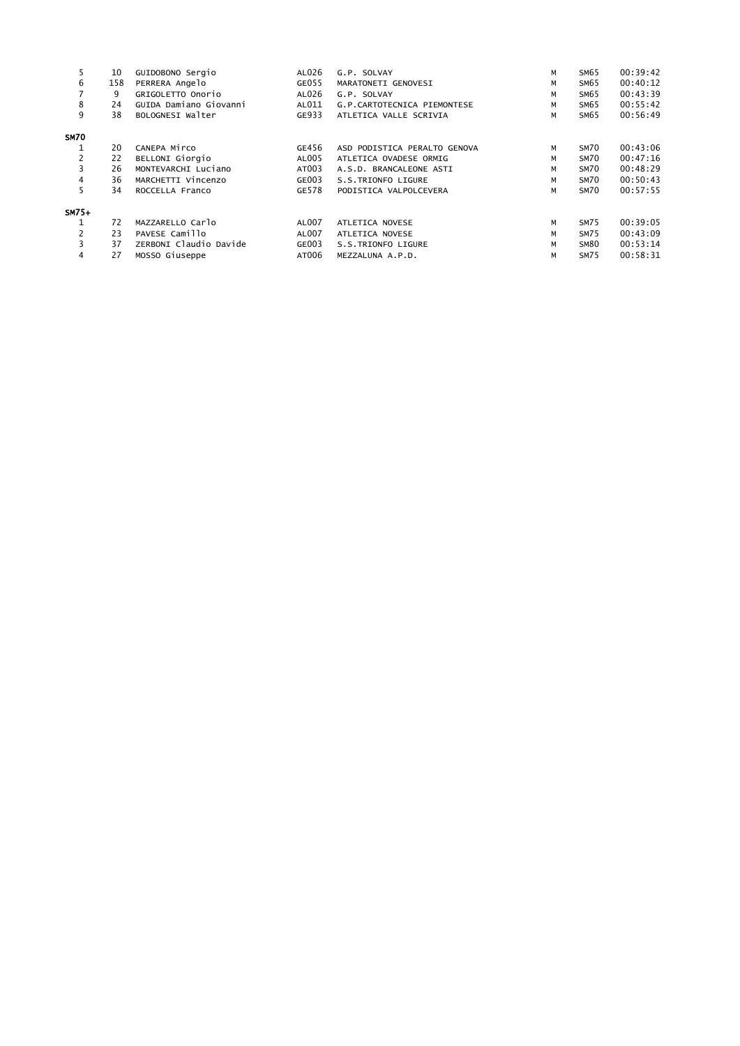| | | | | | | | |
|---|---|---|---|---|---|---|---|
| 5 | 10 | GUIDOBONO Sergio | AL026 | G.P. SOLVAY | M | SM65 | 00:39:42 |
| 6 | 158 | PERRERA Angelo | GE055 | MARATONETI GENOVESI | M | SM65 | 00:40:12 |
| 7 | 9 | GRIGOLETTO Onorio | AL026 | G.P. SOLVAY | M | SM65 | 00:43:39 |
| 8 | 24 | GUIDA Damiano Giovanni | AL011 | G.P.CARTOTECNICA PIEMONTESE | M | SM65 | 00:55:42 |
| 9 | 38 | BOLOGNESI Walter | GE933 | ATLETICA VALLE SCRIVIA | M | SM65 | 00:56:49 |

**SM70**

| | | | | | | | |
|---|---|---|---|---|---|---|---|
| 1 | 20 | CANEPA Mirco | GE456 | ASD PODISTICA PERALTO GENOVA | M | SM70 | 00:43:06 |
| 2 | 22 | BELLONI Giorgio | AL005 | ATLETICA OVADESE ORMIG | M | SM70 | 00:47:16 |
| 3 | 26 | MONTEVARCHI Luciano | AT003 | A.S.D. BRANCALEONE ASTI | M | SM70 | 00:48:29 |
| 4 | 36 | MARCHETTI Vincenzo | GE003 | S.S.TRIONFO LIGURE | M | SM70 | 00:50:43 |
| 5 | 34 | ROCCELLA Franco | GE578 | PODISTICA VALPOLCEVERA | M | SM70 | 00:57:55 |

**SM75+**

| | | | | | | | |
|---|---|---|---|---|---|---|---|
| 1 | 72 | MAZZARELLO Carlo | AL007 | ATLETICA NOVESE | M | SM75 | 00:39:05 |
| 2 | 23 | PAVESE Camillo | AL007 | ATLETICA NOVESE | M | SM75 | 00:43:09 |
| 3 | 37 | ZERBONI Claudio Davide | GE003 | S.S.TRIONFO LIGURE | M | SM80 | 00:53:14 |
| 4 | 27 | MOSSO Giuseppe | AT006 | MEZZALUNA A.P.D. | M | SM75 | 00:58:31 |